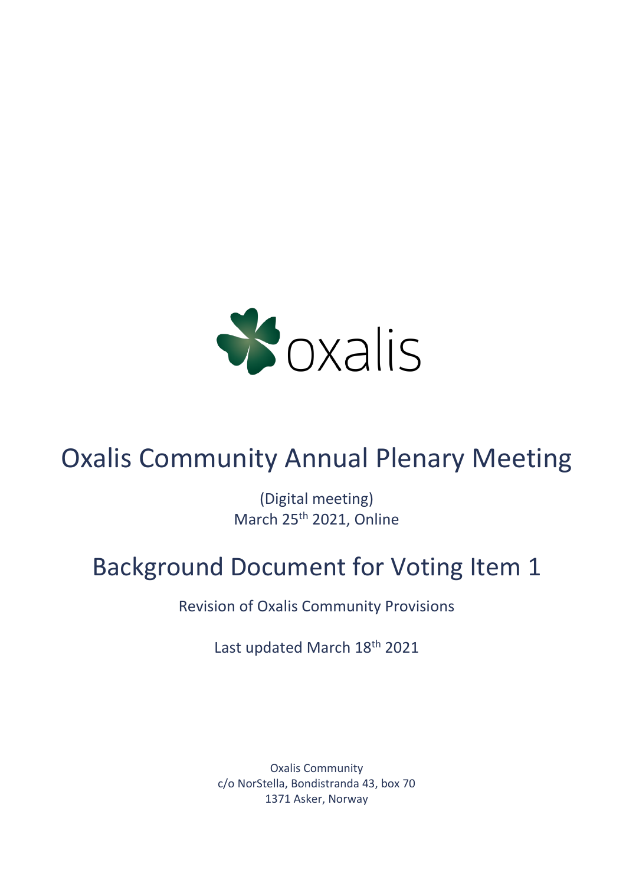oxalis

# Oxalis Community Annual Plenary Meeting

(Digital meeting)
March 25th 2021, Online

# Background Document for Voting Item 1

Revision of Oxalis Community Provisions

Last updated March 18th 2021

Oxalis Community
c/o NorStella, Bondistranda 43, box 70
1371 Asker, Norway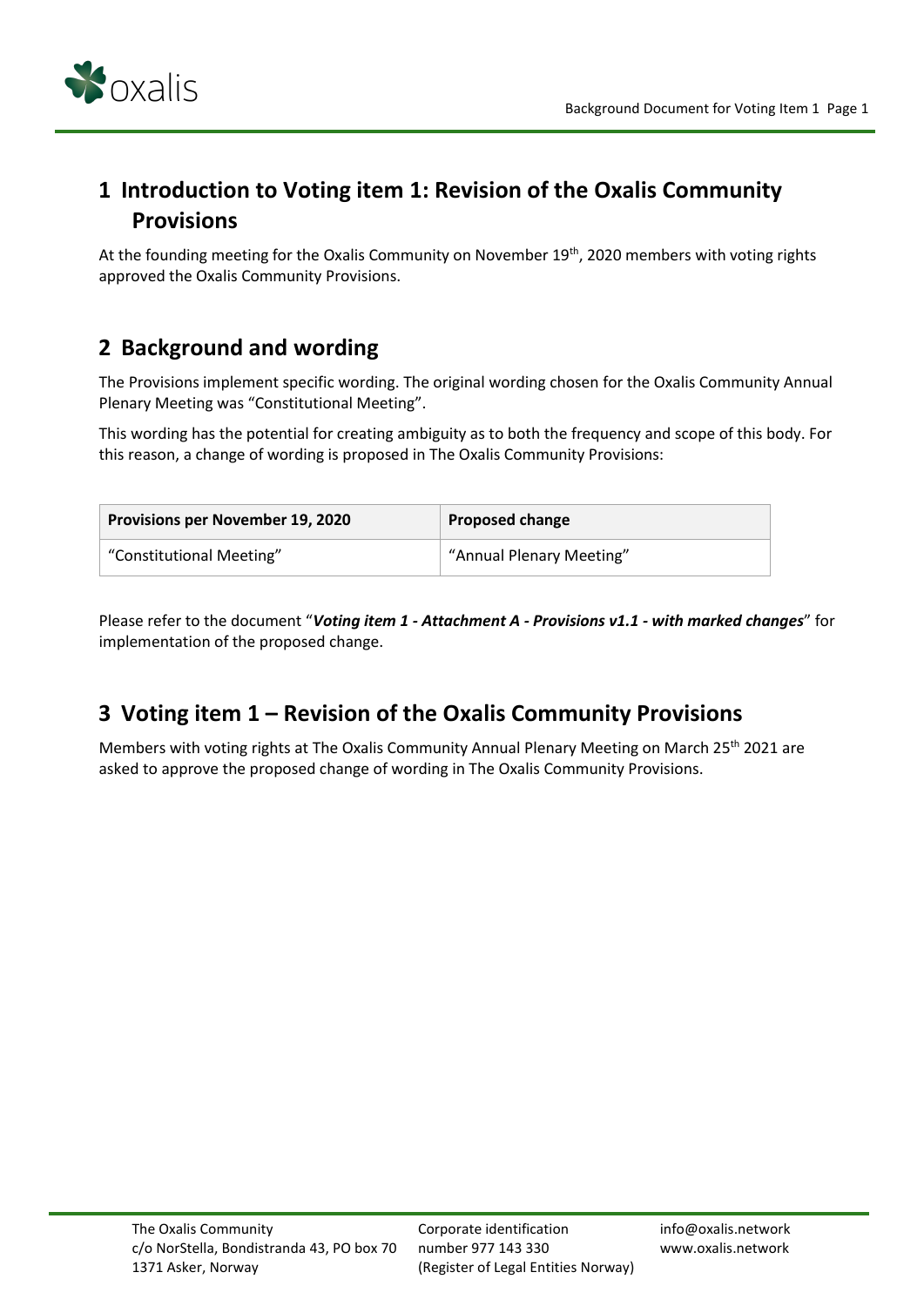# 1 Introduction to Voting item 1: Revision of the Oxalis Community Provisions

At the founding meeting for the Oxalis Community on November 19th, 2020 members with voting rights approved the Oxalis Community Provisions.

# 2 Background and wording

The Provisions implement specific wording. The original wording chosen for the Oxalis Community Annual Plenary Meeting was "Constitutional Meeting".

This wording has the potential for creating ambiguity as to both the frequency and scope of this body. For this reason, a change of wording is proposed in The Oxalis Community Provisions:

| Provisions per November 19, 2020 | Proposed change |
|---|---|
| "Constitutional Meeting" | "Annual Plenary Meeting" |

Please refer to the document "***Voting item 1 - Attachment A - Provisions v1.1 - with marked changes***" for implementation of the proposed change.

# 3 Voting item 1 – Revision of the Oxalis Community Provisions

Members with voting rights at The Oxalis Community Annual Plenary Meeting on March 25th 2021 are asked to approve the proposed change of wording in The Oxalis Community Provisions.

The Oxalis Community
c/o NorStella, Bondistranda 43, PO box 70
1371 Asker, Norway

Corporate identification number 977 143 330
(Register of Legal Entities Norway)

info@oxalis.network
www.oxalis.network